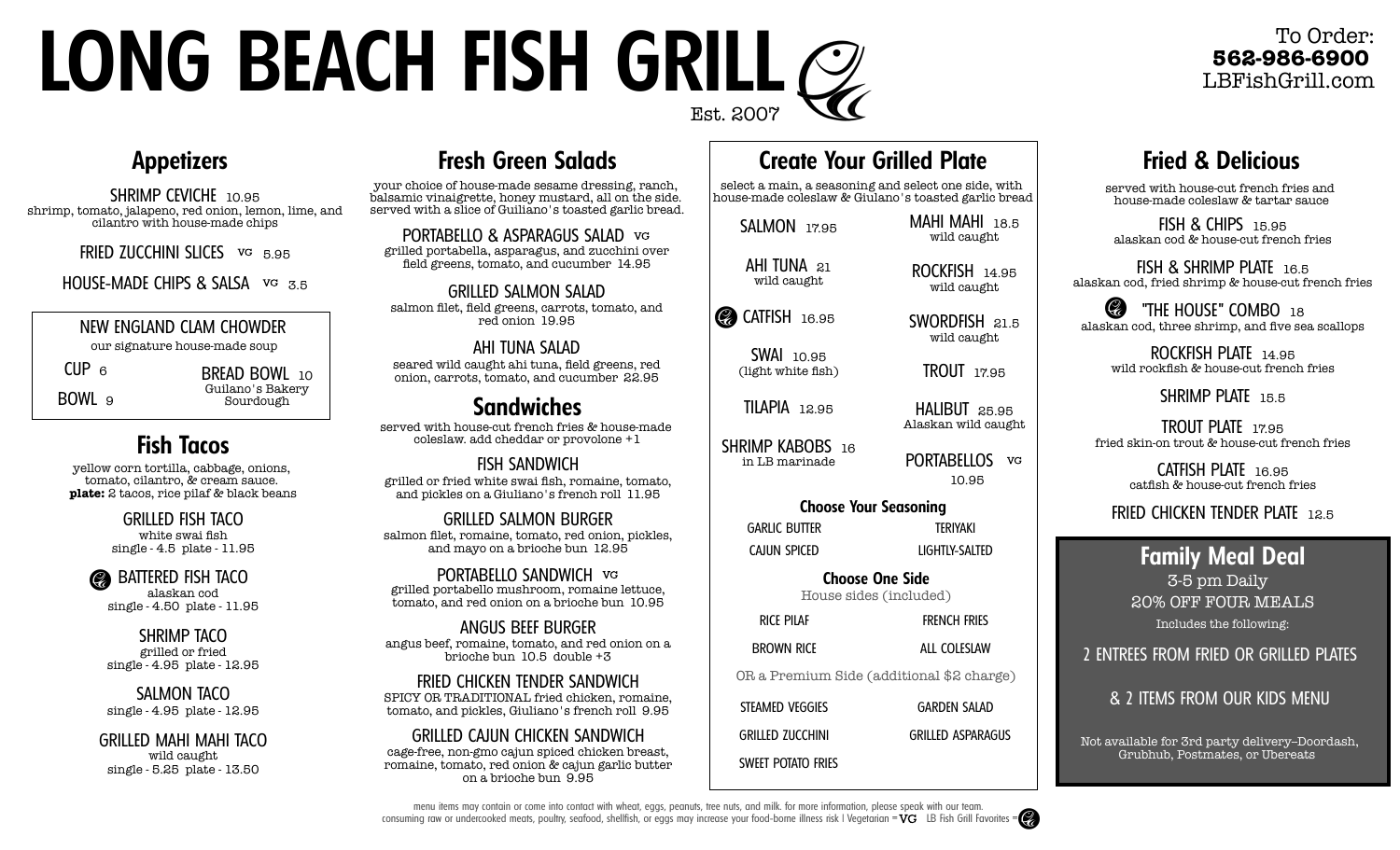# LONG BEACH FISH GRILL

Est. 2007

To Order:
**562-986-6900**
LBFishGrill.com

## Appetizers

SHRIMP CEVICHE 10.95
shrimp, tomato, jalapeno, red onion, lemon, lime, and cilantro with house-made chips

FRIED ZUCCHINI SLICES VG 5.95

HOUSE-MADE CHIPS & SALSA VG 3.5

### NEW ENGLAND CLAM CHOWDER

our signature house-made soup

CUP 6

BOWL 9

BREAD BOWL 10
Guilano's Bakery Sourdough

## Fish Tacos

yellow corn tortilla, cabbage, onions, tomato, cilantro, & cream sauce.
**plate:** 2 tacos, rice pilaf & black beans

GRILLED FISH TACO
white swai fish
single - 4.5 plate - 11.95

BATTERED FISH TACO
alaskan cod
single - 4.50 plate - 11.95

SHRIMP TACO
grilled or fried
single - 4.95 plate - 12.95

SALMON TACO
single - 4.95 plate - 12.95

GRILLED MAHI MAHI TACO
wild caught
single - 5.25 plate - 13.50

## Fresh Green Salads

your choice of house-made sesame dressing, ranch, balsamic vinaigrette, honey mustard, all on the side. served with a slice of Guilliano's toasted garlic bread.

PORTABELLO & ASPARAGUS SALAD VG
grilled portabella, asparagus, and zucchini over field greens, tomato, and cucumber 14.95

GRILLED SALMON SALAD
salmon filet, field greens, carrots, tomato, and red onion 19.95

AHI TUNA SALAD
seared wild caught ahi tuna, field greens, red onion, carrots, tomato, and cucumber 22.95

## Sandwiches

served with house-cut french fries & house-made coleslaw. add cheddar or provolone +1

FISH SANDWICH
grilled or fried white swai fish, romaine, tomato, and pickles on a Giuliano's french roll 11.95

GRILLED SALMON BURGER
salmon filet, romaine, tomato, red onion, pickles, and mayo on a brioche bun 12.95

PORTABELLO SANDWICH VG
grilled portabello mushroom, romaine lettuce, tomato, and red onion on a brioche bun 10.95

ANGUS BEEF BURGER
angus beef, romaine, tomato, and red onion on a brioche bun 10.5 double +3

FRIED CHICKEN TENDER SANDWICH
SPICY OR TRADITIONAL fried chicken, romaine, tomato, and pickles, Giuliano's french roll 9.95

GRILLED CAJUN CHICKEN SANDWICH
cage-free, non-gmo cajun spiced chicken breast, romaine, tomato, red onion & cajun garlic butter on a brioche bun 9.95

## Create Your Grilled Plate

select a main, a seasoning and select one side, with house-made coleslaw & Giulano's toasted garlic bread

SALMON 17.95

AHI TUNA 21
wild caught

CATFISH 16.95

SWAI 10.95
(light white fish)

TILAPIA 12.95

SHRIMP KABOBS 16
in LB marinade

MAHI MAHI 18.5
wild caught

ROCKFISH 14.95
wild caught

SWORDFISH 21.5
wild caught

TROUT 17.95

HALIBUT 25.95
Alaskan wild caught

PORTABELLOS VG 10.95

### Choose Your Seasoning

GARLIC BUTTER | TERIYAKI | CAJUN SPICED | LIGHTLY-SALTED

### Choose One Side

House sides (included)

RICE PILAF | FRENCH FRIES | BROWN RICE | ALL COLESLAW

OR a Premium Side (additional $2 charge)

STEAMED VEGGIES | GARDEN SALAD | GRILLED ZUCCHINI | GRILLED ASPARAGUS | SWEET POTATO FRIES

## Fried & Delicious

served with house-cut french fries and house-made coleslaw & tartar sauce

FISH & CHIPS 15.95
alaskan cod & house-cut french fries

FISH & SHRIMP PLATE 16.5
alaskan cod, fried shrimp & house-cut french fries

"THE HOUSE" COMBO 18
alaskan cod, three shrimp, and five sea scallops

ROCKFISH PLATE 14.95
wild rockfish & house-cut french fries

SHRIMP PLATE 15.5

TROUT PLATE 17.95
fried skin-on trout & house-cut french fries

CATFISH PLATE 16.95
catfish & house-cut french fries

FRIED CHICKEN TENDER PLATE 12.5

## Family Meal Deal

3-5 pm Daily
20% OFF FOUR MEALS
Includes the following:

2 ENTREES FROM FRIED OR GRILLED PLATES

& 2 ITEMS FROM OUR KIDS MENU

Not available for 3rd party delivery–Doordash, Grubhub, Postmates, or Ubereats

menu items may contain or come into contact with wheat, eggs, peanuts, tree nuts, and milk. for more information, please speak with our team.
consuming raw or undercooked meats, poultry, seafood, shellfish, or eggs may increase your food-borne illness risk | Vegetarian = VG LB Fish Grill Favorites =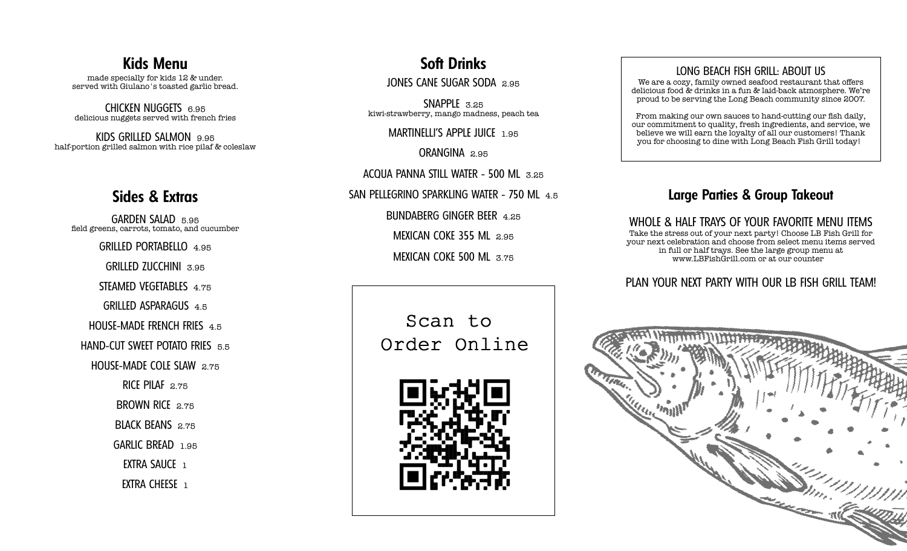## Kids Menu

made specially for kids 12 & under.
served with Giulano's toasted garlic bread.

CHICKEN NUGGETS 6.95
delicious nuggets served with french fries

KIDS GRILLED SALMON 9.95
half-portion grilled salmon with rice pilaf & coleslaw

## Sides & Extras

GARDEN SALAD 5.95
field greens, carrots, tomato, and cucumber

GRILLED PORTABELLO 4.95

GRILLED ZUCCHINI 3.95

STEAMED VEGETABLES 4.75

GRILLED ASPARAGUS 4.5

HOUSE-MADE FRENCH FRIES 4.5

HAND-CUT SWEET POTATO FRIES 5.5

HOUSE-MADE COLE SLAW 2.75

RICE PILAF 2.75

BROWN RICE 2.75

BLACK BEANS 2.75

GARLIC BREAD 1.95

EXTRA SAUCE 1

EXTRA CHEESE 1

## Soft Drinks

JONES CANE SUGAR SODA 2.95

SNAPPLE 3.25
kiwi-strawberry, mango madness, peach tea

MARTINELLI'S APPLE JUICE 1.95

ORANGINA 2.95

ACQUA PANNA STILL WATER - 500 ML 3.25

SAN PELLEGRINO SPARKLING WATER - 750 ML 4.5

BUNDABERG GINGER BEER 4.25

MEXICAN COKE 355 ML 2.95

MEXICAN COKE 500 ML 3.75

Scan to Order Online

### LONG BEACH FISH GRILL: ABOUT US

We are a cozy, family owned seafood restaurant that offers delicious food & drinks in a fun & laid-back atmosphere. We're proud to be serving the Long Beach community since 2007.

From making our own sauces to hand-cutting our fish daily, our commitment to quality, fresh ingredients, and service, we believe we will earn the loyalty of all our customers! Thank you for choosing to dine with Long Beach Fish Grill today!

## Large Parties & Group Takeout

WHOLE & HALF TRAYS OF YOUR FAVORITE MENU ITEMS
Take the stress out of your next party! Choose LB Fish Grill for your next celebration and choose from select menu items served in full or half trays. See the large group menu at www.LBFishGrill.com or at our counter

PLAN YOUR NEXT PARTY WITH OUR LB FISH GRILL TEAM!